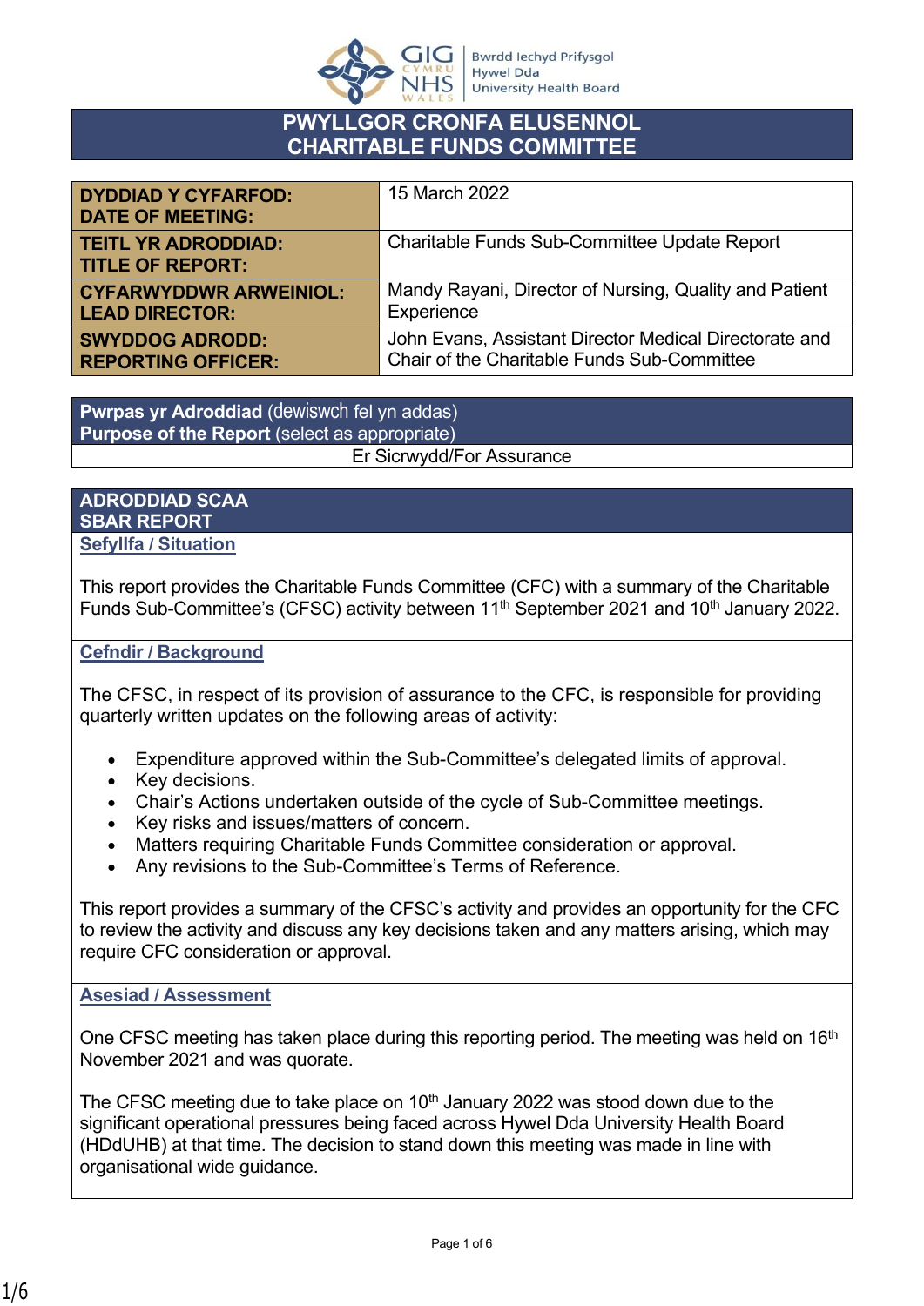Bwrdd Iechyd Prifysgol Hywel Dda University Health Board

# PWYLLGOR CRONFA ELUSENNOL
# CHARITABLE FUNDS COMMITTEE

| | |
|---|---|
| **DYDDIAD Y CYFARFOD: DATE OF MEETING:** | 15 March 2022 |
| **TEITL YR ADRODDIAD: TITLE OF REPORT:** | Charitable Funds Sub-Committee Update Report |
| **CYFARWYDDWR ARWEINIOL: LEAD DIRECTOR:** | Mandy Rayani, Director of Nursing, Quality and Patient Experience |
| **SWYDDOG ADRODD: REPORTING OFFICER:** | John Evans, Assistant Director Medical Directorate and Chair of the Charitable Funds Sub-Committee |

**Pwrpas yr Adroddiad** (dewiswch fel yn addas)
**Purpose of the Report** (select as appropriate)

Er Sicrwydd/For Assurance

## ADRODDIAD SCAA
## SBAR REPORT

### Sefyllfa / Situation

This report provides the Charitable Funds Committee (CFC) with a summary of the Charitable Funds Sub-Committee's (CFSC) activity between 11th September 2021 and 10th January 2022.

### Cefndir / Background

The CFSC, in respect of its provision of assurance to the CFC, is responsible for providing quarterly written updates on the following areas of activity:

- Expenditure approved within the Sub-Committee's delegated limits of approval.
- Key decisions.
- Chair's Actions undertaken outside of the cycle of Sub-Committee meetings.
- Key risks and issues/matters of concern.
- Matters requiring Charitable Funds Committee consideration or approval.
- Any revisions to the Sub-Committee's Terms of Reference.

This report provides a summary of the CFSC's activity and provides an opportunity for the CFC to review the activity and discuss any key decisions taken and any matters arising, which may require CFC consideration or approval.

### Asesiad / Assessment

One CFSC meeting has taken place during this reporting period. The meeting was held on 16th November 2021 and was quorate.

The CFSC meeting due to take place on 10th January 2022 was stood down due to the significant operational pressures being faced across Hywel Dda University Health Board (HDdUHB) at that time. The decision to stand down this meeting was made in line with organisational wide guidance.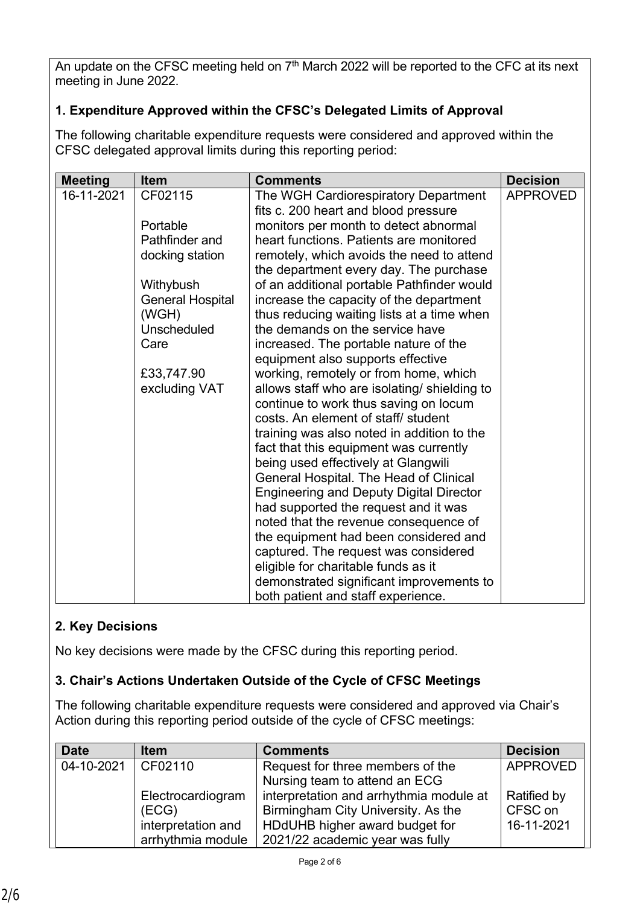An update on the CFSC meeting held on 7th March 2022 will be reported to the CFC at its next meeting in June 2022.

**1. Expenditure Approved within the CFSC's Delegated Limits of Approval**

The following charitable expenditure requests were considered and approved within the CFSC delegated approval limits during this reporting period:

| Meeting | Item | Comments | Decision |
|---|---|---|---|
| 16-11-2021 | CF02115<br><br>Portable Pathfinder and docking station<br><br>Withybush General Hospital (WGH) Unscheduled Care<br><br>£33,747.90 excluding VAT | The WGH Cardiorespiratory Department fits c. 200 heart and blood pressure monitors per month to detect abnormal heart functions. Patients are monitored remotely, which avoids the need to attend the department every day. The purchase of an additional portable Pathfinder would increase the capacity of the department thus reducing waiting lists at a time when the demands on the service have increased. The portable nature of the equipment also supports effective working, remotely or from home, which allows staff who are isolating/ shielding to continue to work thus saving on locum costs. An element of staff/ student training was also noted in addition to the fact that this equipment was currently being used effectively at Glangwili General Hospital. The Head of Clinical Engineering and Deputy Digital Director had supported the request and it was noted that the revenue consequence of the equipment had been considered and captured. The request was considered eligible for charitable funds as it demonstrated significant improvements to both patient and staff experience. | APPROVED |

**2. Key Decisions**

No key decisions were made by the CFSC during this reporting period.

**3. Chair's Actions Undertaken Outside of the Cycle of CFSC Meetings**

The following charitable expenditure requests were considered and approved via Chair's Action during this reporting period outside of the cycle of CFSC meetings:

| Date | Item | Comments | Decision |
|---|---|---|---|
| 04-10-2021 | CF02110<br><br>Electrocardiogram (ECG) interpretation and arrhythmia module | Request for three members of the Nursing team to attend an ECG interpretation and arrhythmia module at Birmingham City University. As the HDdUHB higher award budget for 2021/22 academic year was fully | APPROVED<br><br>Ratified by CFSC on 16-11-2021 |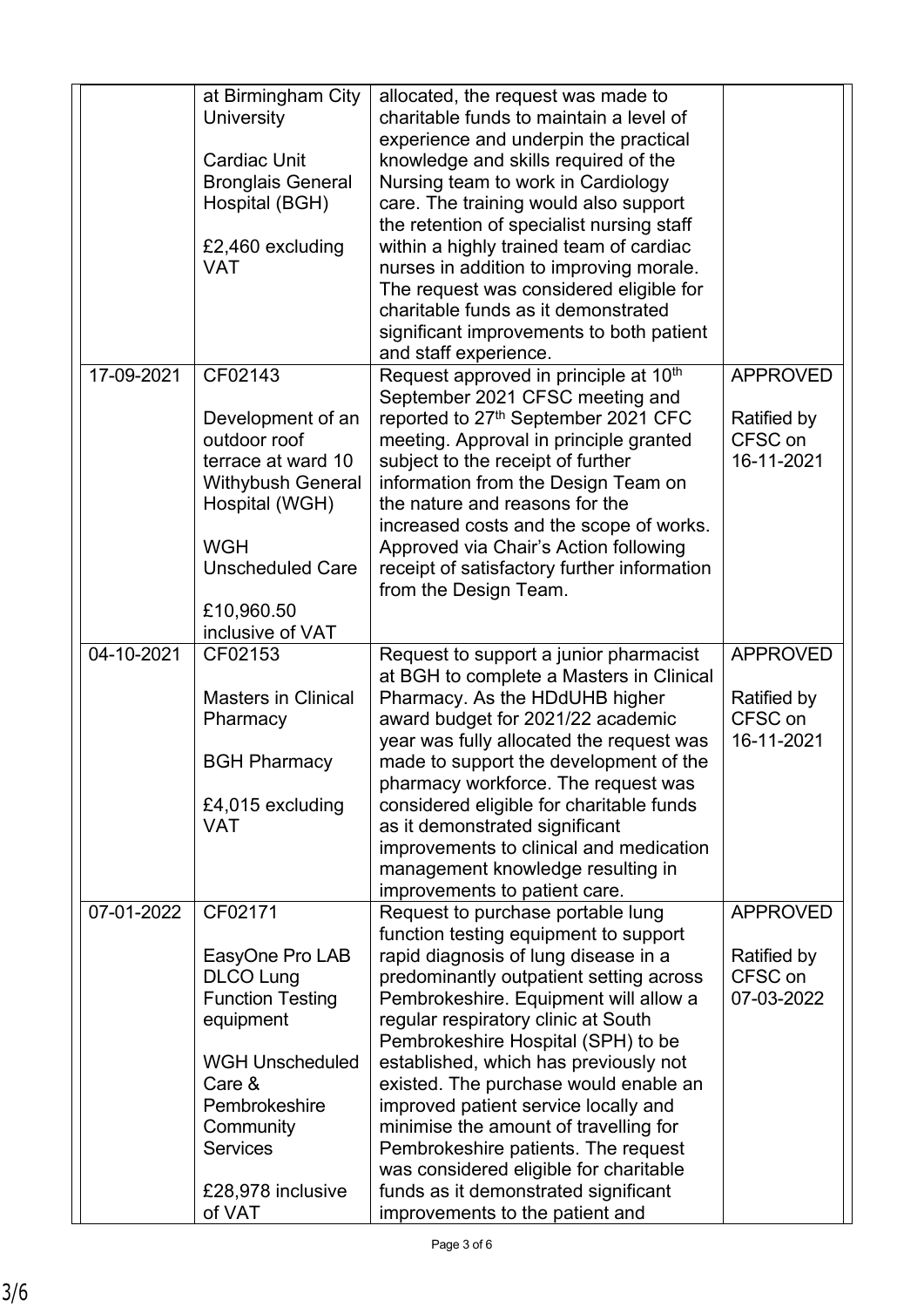| | | | |
|---|---|---|---|
| | at Birmingham City University<br><br>Cardiac Unit Bronglais General Hospital (BGH)<br><br>£2,460 excluding VAT | allocated, the request was made to charitable funds to maintain a level of experience and underpin the practical knowledge and skills required of the Nursing team to work in Cardiology care. The training would also support the retention of specialist nursing staff within a highly trained team of cardiac nurses in addition to improving morale. The request was considered eligible for charitable funds as it demonstrated significant improvements to both patient and staff experience. | |
| 17-09-2021 | CF02143<br><br>Development of an outdoor roof terrace at ward 10 Withybush General Hospital (WGH)<br><br>WGH Unscheduled Care<br><br>£10,960.50 inclusive of VAT | Request approved in principle at 10th September 2021 CFSC meeting and reported to 27th September 2021 CFC meeting. Approval in principle granted subject to the receipt of further information from the Design Team on the nature and reasons for the increased costs and the scope of works. Approved via Chair's Action following receipt of satisfactory further information from the Design Team. | APPROVED<br><br>Ratified by CFSC on 16-11-2021 |
| 04-10-2021 | CF02153<br><br>Masters in Clinical Pharmacy<br><br>BGH Pharmacy<br><br>£4,015 excluding VAT | Request to support a junior pharmacist at BGH to complete a Masters in Clinical Pharmacy. As the HDdUHB higher award budget for 2021/22 academic year was fully allocated the request was made to support the development of the pharmacy workforce. The request was considered eligible for charitable funds as it demonstrated significant improvements to clinical and medication management knowledge resulting in improvements to patient care. | APPROVED<br><br>Ratified by CFSC on 16-11-2021 |
| 07-01-2022 | CF02171<br><br>EasyOne Pro LAB DLCO Lung Function Testing equipment<br><br>WGH Unscheduled Care & Pembrokeshire Community Services<br><br>£28,978 inclusive of VAT | Request to purchase portable lung function testing equipment to support rapid diagnosis of lung disease in a predominantly outpatient setting across Pembrokeshire. Equipment will allow a regular respiratory clinic at South Pembrokeshire Hospital (SPH) to be established, which has previously not existed. The purchase would enable an improved patient service locally and minimise the amount of travelling for Pembrokeshire patients. The request was considered eligible for charitable funds as it demonstrated significant improvements to the patient and | APPROVED<br><br>Ratified by CFSC on 07-03-2022 |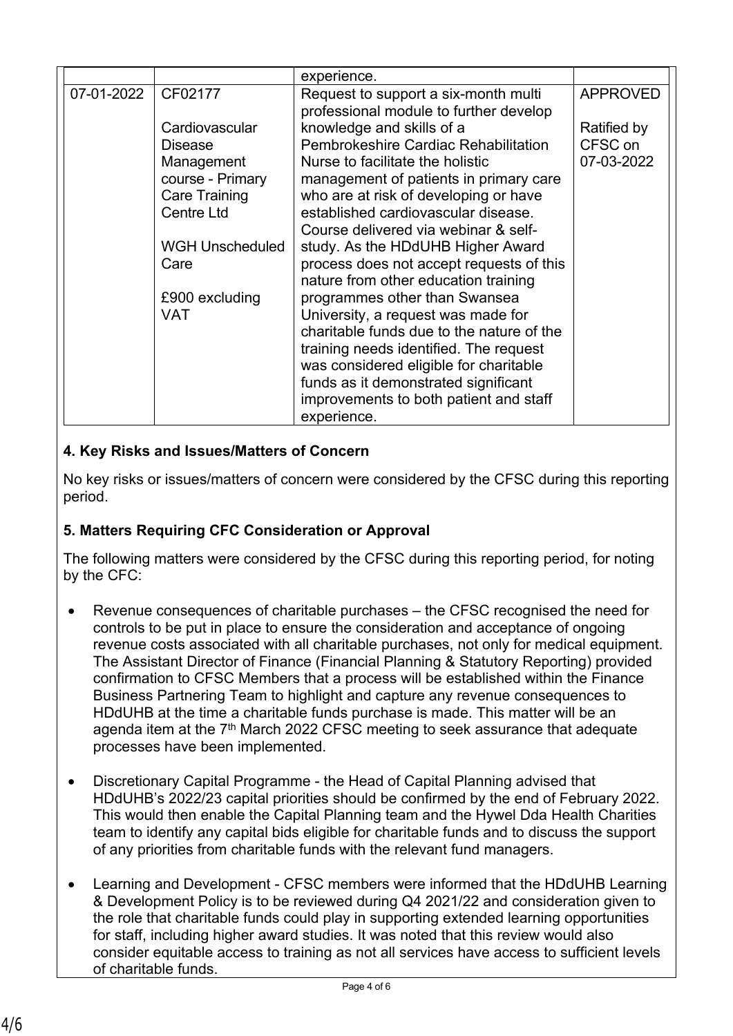| | | experience. | |
|---|---|---|---|
| 07-01-2022 | CF02177<br><br>Cardiovascular Disease Management course - Primary Care Training Centre Ltd<br><br>WGH Unscheduled Care<br><br>£900 excluding VAT | Request to support a six-month multi professional module to further develop knowledge and skills of a Pembrokeshire Cardiac Rehabilitation Nurse to facilitate the holistic management of patients in primary care who are at risk of developing or have established cardiovascular disease. Course delivered via webinar & self-study. As the HDdUHB Higher Award process does not accept requests of this nature from other education training programmes other than Swansea University, a request was made for charitable funds due to the nature of the training needs identified. The request was considered eligible for charitable funds as it demonstrated significant improvements to both patient and staff experience. | APPROVED<br><br>Ratified by CFSC on 07-03-2022 |

**4. Key Risks and Issues/Matters of Concern**

No key risks or issues/matters of concern were considered by the CFSC during this reporting period.

**5. Matters Requiring CFC Consideration or Approval**

The following matters were considered by the CFSC during this reporting period, for noting by the CFC:

- Revenue consequences of charitable purchases – the CFSC recognised the need for controls to be put in place to ensure the consideration and acceptance of ongoing revenue costs associated with all charitable purchases, not only for medical equipment. The Assistant Director of Finance (Financial Planning & Statutory Reporting) provided confirmation to CFSC Members that a process will be established within the Finance Business Partnering Team to highlight and capture any revenue consequences to HDdUHB at the time a charitable funds purchase is made. This matter will be an agenda item at the 7th March 2022 CFSC meeting to seek assurance that adequate processes have been implemented.

- Discretionary Capital Programme - the Head of Capital Planning advised that HDdUHB's 2022/23 capital priorities should be confirmed by the end of February 2022. This would then enable the Capital Planning team and the Hywel Dda Health Charities team to identify any capital bids eligible for charitable funds and to discuss the support of any priorities from charitable funds with the relevant fund managers.

- Learning and Development - CFSC members were informed that the HDdUHB Learning & Development Policy is to be reviewed during Q4 2021/22 and consideration given to the role that charitable funds could play in supporting extended learning opportunities for staff, including higher award studies. It was noted that this review would also consider equitable access to training as not all services have access to sufficient levels of charitable funds.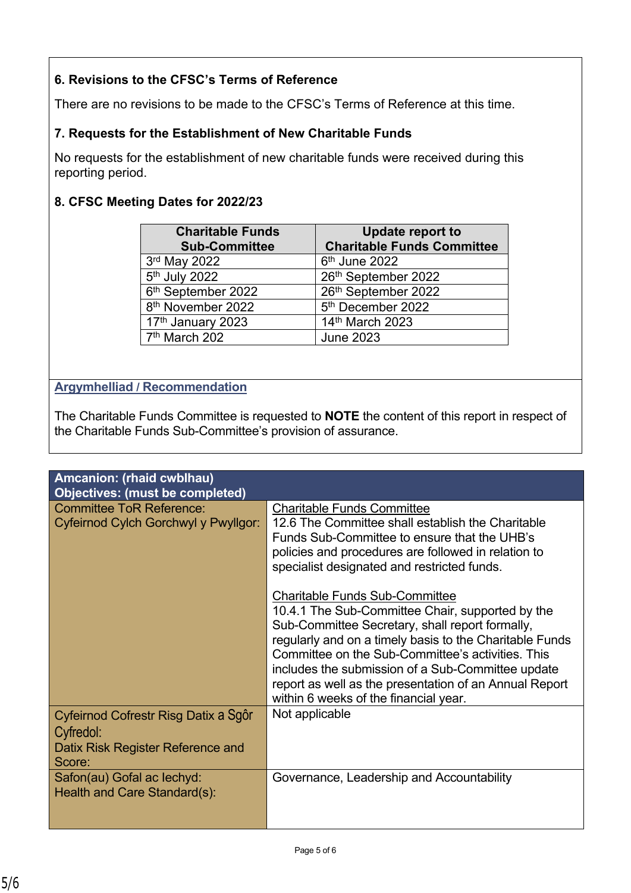### 6. Revisions to the CFSC's Terms of Reference

There are no revisions to be made to the CFSC's Terms of Reference at this time.

### 7. Requests for the Establishment of New Charitable Funds

No requests for the establishment of new charitable funds were received during this reporting period.

### 8. CFSC Meeting Dates for 2022/23

| Charitable Funds Sub-Committee | Update report to Charitable Funds Committee |
|---|---|
| 3rd May 2022 | 6th June 2022 |
| 5th July 2022 | 26th September 2022 |
| 6th September 2022 | 26th September 2022 |
| 8th November 2022 | 5th December 2022 |
| 17th January 2023 | 14th March 2023 |
| 7th March 202 | June 2023 |

**Argymhelliad / Recommendation**

The Charitable Funds Committee is requested to **NOTE** the content of this report in respect of the Charitable Funds Sub-Committee's provision of assurance.

| **Amcanion: (rhaid cwblhau)**<br>**Objectives: (must be completed)** | |
|---|---|
| Committee ToR Reference:<br>Cyfeirnod Cylch Gorchwyl y Pwyllgor: | Charitable Funds Committee<br>12.6 The Committee shall establish the Charitable Funds Sub-Committee to ensure that the UHB's policies and procedures are followed in relation to specialist designated and restricted funds.<br><br>Charitable Funds Sub-Committee<br>10.4.1 The Sub-Committee Chair, supported by the Sub-Committee Secretary, shall report formally, regularly and on a timely basis to the Charitable Funds Committee on the Sub-Committee's activities. This includes the submission of a Sub-Committee update report as well as the presentation of an Annual Report within 6 weeks of the financial year. |
| Cyfeirnod Cofrestr Risg Datix a Sgôr Cyfredol:<br>Datix Risk Register Reference and Score: | Not applicable |
| Safon(au) Gofal ac Iechyd:<br>Health and Care Standard(s): | Governance, Leadership and Accountability |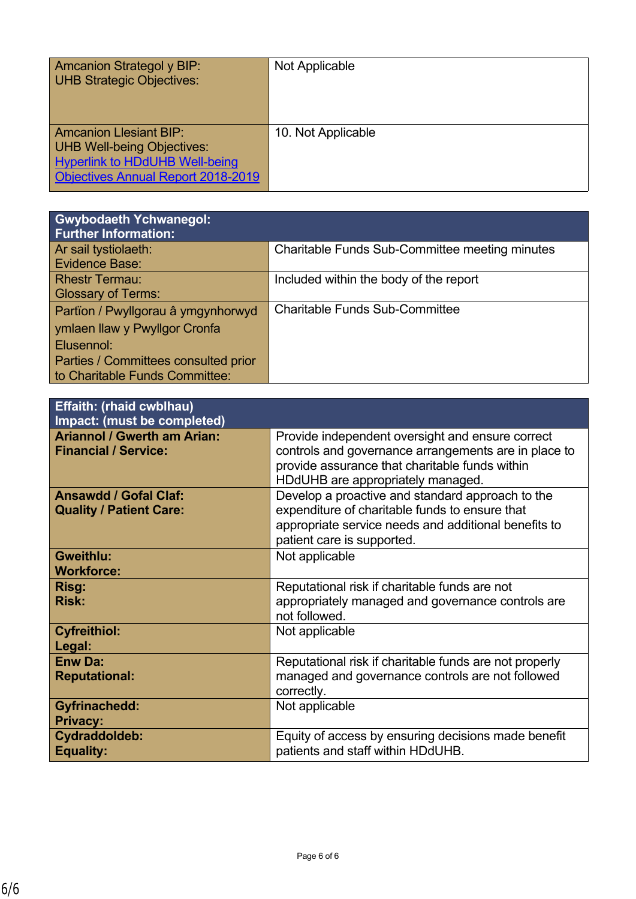| | |
|---|---|
| Amcanion Strategol y BIP:<br>UHB Strategic Objectives: | Not Applicable |
| Amcanion Llesiant BIP:<br>UHB Well-being Objectives:<br>[Hyperlink to HDdUHB Well-being Objectives Annual Report 2018-2019] | 10. Not Applicable |

| **Gwybodaeth Ychwanegol:**<br>**Further Information:** | |
|---|---|
| Ar sail tystiolaeth:<br>Evidence Base: | Charitable Funds Sub-Committee meeting minutes |
| Rhestr Termau:<br>Glossary of Terms: | Included within the body of the report |
| Partïon / Pwyllgorau â ymgynhorwyd ymlaen llaw y Pwyllgor Cronfa Elusennol:<br>Parties / Committees consulted prior to Charitable Funds Committee: | Charitable Funds Sub-Committee |

| **Effaith: (rhaid cwblhau)**<br>**Impact: (must be completed)** | |
|---|---|
| **Ariannol / Gwerth am Arian:**<br>**Financial / Service:** | Provide independent oversight and ensure correct controls and governance arrangements are in place to provide assurance that charitable funds within HDdUHB are appropriately managed. |
| **Ansawdd / Gofal Claf:**<br>**Quality / Patient Care:** | Develop a proactive and standard approach to the expenditure of charitable funds to ensure that appropriate service needs and additional benefits to patient care is supported. |
| **Gweithlu:**<br>**Workforce:** | Not applicable |
| **Risg:**<br>**Risk:** | Reputational risk if charitable funds are not appropriately managed and governance controls are not followed. |
| **Cyfreithiol:**<br>**Legal:** | Not applicable |
| **Enw Da:**<br>**Reputational:** | Reputational risk if charitable funds are not properly managed and governance controls are not followed correctly. |
| **Gyfrinachedd:**<br>**Privacy:** | Not applicable |
| **Cydraddoldeb:**<br>**Equality:** | Equity of access by ensuring decisions made benefit patients and staff within HDdUHB. |